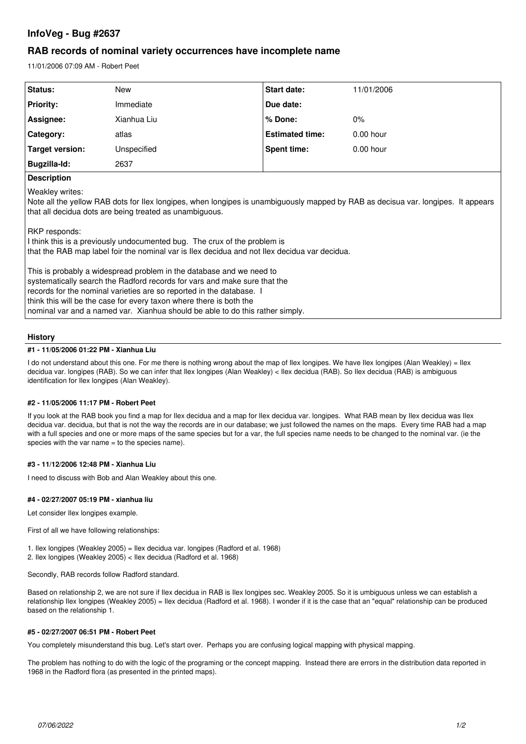# InfoVeg - Bug #2637

## RAB records of nominal variety occurrences have incomplete name

11/01/2006 07:09 AM - Robert Peet

| Status: | New | Start date: | 11/01/2006 |
|---|---|---|---|
| Priority: | Immediate | Due date: | |
| Assignee: | Xianhua Liu | % Done: | 0% |
| Category: | atlas | Estimated time: | 0.00 hour |
| Target version: | Unspecified | Spent time: | 0.00 hour |
| Bugzilla-Id: | 2637 | | |

**Description**

Weakley writes:
Note all the yellow RAB dots for Ilex longipes, when longipes is unambiguously mapped by RAB as decisua var. longipes. It appears that all decidua dots are being treated as unambiguous.

RKP responds:
I think this is a previously undocumented bug. The crux of the problem is
that the RAB map label foir the nominal var is Ilex decidua and not Ilex decidua var decidua.

This is probably a widespread problem in the database and we need to
systematically search the Radford records for vars and make sure that the
records for the nominal varieties are so reported in the database. I
think this will be the case for every taxon where there is both the
nominal var and a named var. Xianhua should be able to do this rather simply.

### History

#### #1 - 11/05/2006 01:22 PM - Xianhua Liu

I do not understand about this one. For me there is nothing wrong about the map of Ilex longipes. We have Ilex longipes (Alan Weakley) = Ilex decidua var. longipes (RAB). So we can infer that Ilex longipes (Alan Weakley) < Ilex decidua (RAB). So Ilex decidua (RAB) is ambiguous identification for Ilex longipes (Alan Weakley).

#### #2 - 11/05/2006 11:17 PM - Robert Peet

If you look at the RAB book you find a map for Ilex decidua and a map for Ilex decidua var. longipes. What RAB mean by Ilex decidua was Ilex decidua var. decidua, but that is not the way the records are in our database; we just followed the names on the maps. Every time RAB had a map with a full species and one or more maps of the same species but for a var, the full species name needs to be changed to the nominal var. (ie the species with the var name = to the species name).

#### #3 - 11/12/2006 12:48 PM - Xianhua Liu

I need to discuss with Bob and Alan Weakley about this one.

#### #4 - 02/27/2007 05:19 PM - xianhua liu

Let consider Ilex longipes example.

First of all we have following relationships:

1. Ilex longipes (Weakley 2005) = Ilex decidua var. longipes (Radford et al. 1968)
2. Ilex longipes (Weakley 2005) < Ilex decidua (Radford et al. 1968)

Secondly, RAB records follow Radford standard.

Based on relationship 2, we are not sure if Ilex decidua in RAB is Ilex longipes sec. Weakley 2005. So it is umbiguous unless we can establish a relationship Ilex longipes (Weakley 2005) = Ilex decidua (Radford et al. 1968). I wonder if it is the case that an "equal" relationship can be produced based on the relationship 1.

#### #5 - 02/27/2007 06:51 PM - Robert Peet

You completely misunderstand this bug. Let's start over. Perhaps you are confusing logical mapping with physical mapping.

The problem has nothing to do with the logic of the programing or the concept mapping. Instead there are errors in the distribution data reported in 1968 in the Radford flora (as presented in the printed maps).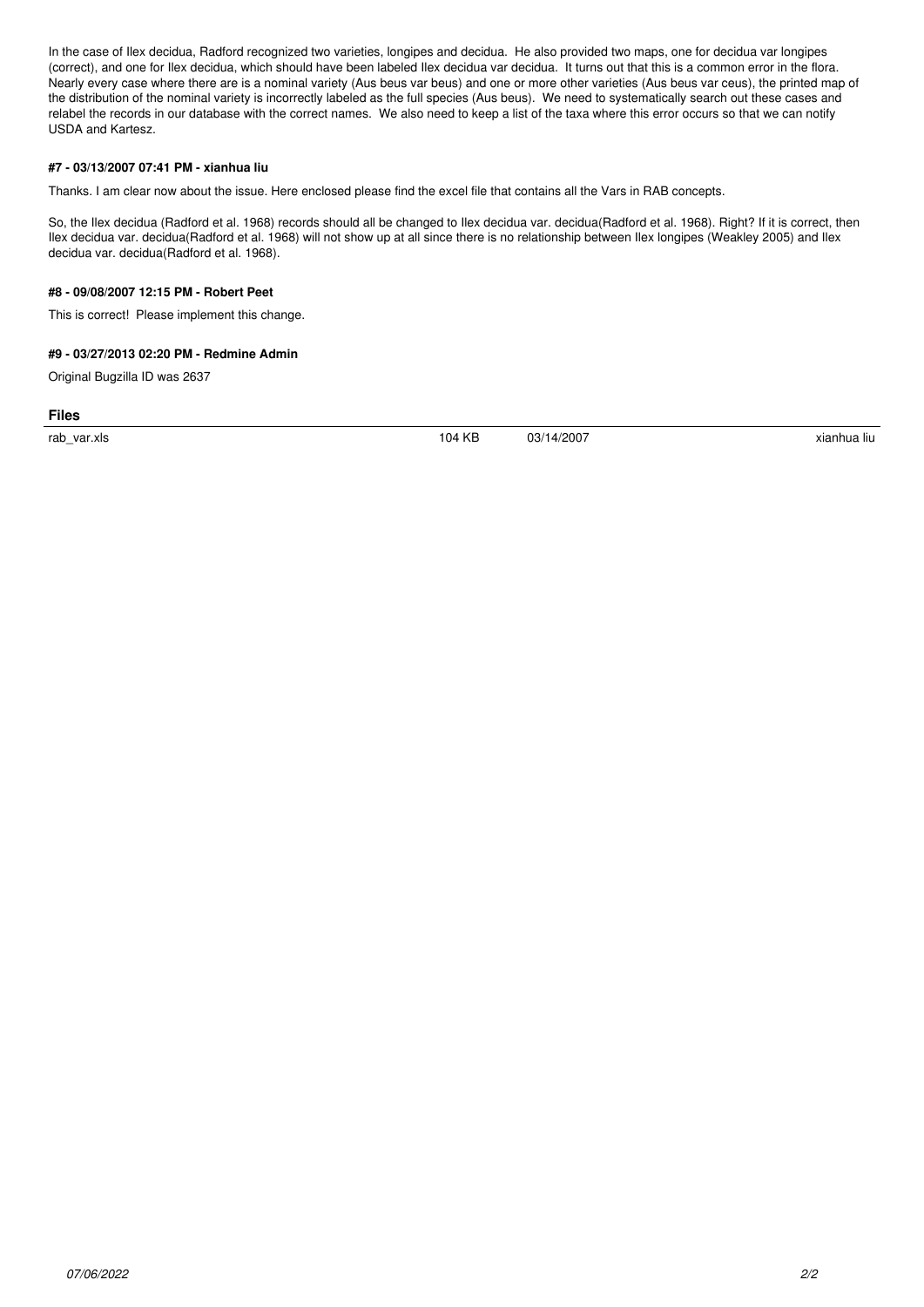In the case of Ilex decidua, Radford recognized two varieties, longipes and decidua. He also provided two maps, one for decidua var longipes (correct), and one for Ilex decidua, which should have been labeled Ilex decidua var decidua. It turns out that this is a common error in the flora. Nearly every case where there are is a nominal variety (Aus beus var beus) and one or more other varieties (Aus beus var ceus), the printed map of the distribution of the nominal variety is incorrectly labeled as the full species (Aus beus). We need to systematically search out these cases and relabel the records in our database with the correct names. We also need to keep a list of the taxa where this error occurs so that we can notify USDA and Kartesz.

#### #7 - 03/13/2007 07:41 PM - xianhua liu

Thanks. I am clear now about the issue. Here enclosed please find the excel file that contains all the Vars in RAB concepts.

So, the Ilex decidua (Radford et al. 1968) records should all be changed to Ilex decidua var. decidua(Radford et al. 1968). Right? If it is correct, then Ilex decidua var. decidua(Radford et al. 1968) will not show up at all since there is no relationship between Ilex longipes (Weakley 2005) and Ilex decidua var. decidua(Radford et al. 1968).

#### #8 - 09/08/2007 12:15 PM - Robert Peet

This is correct! Please implement this change.

#### #9 - 03/27/2013 02:20 PM - Redmine Admin

Original Bugzilla ID was 2637

### Files

| | | | |
|---|---|---|---|
| rab_var.xls | 104 KB | 03/14/2007 | xianhua liu |